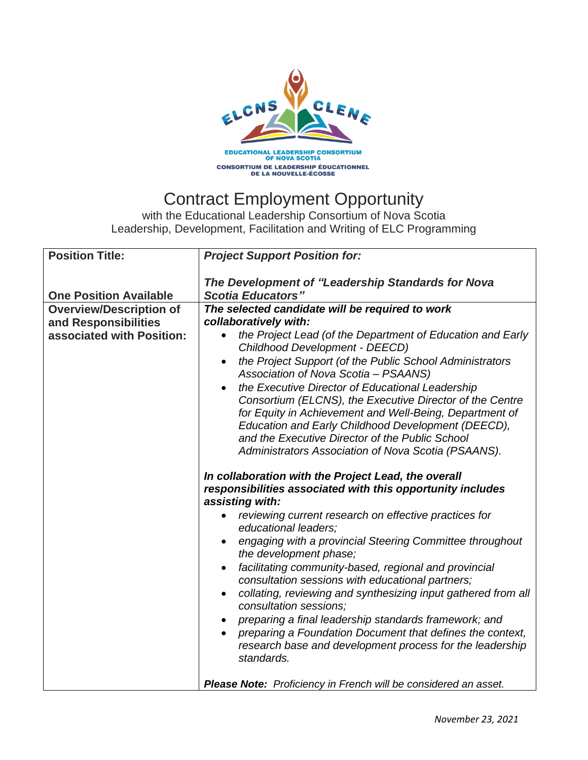EDUCATIONAL LEADERSHIP CONSORTIUM OF NOVA SCOTIA
CONSORTIUM DE LEADERSHIP ÉDUCATIONNEL DE LA NOUVELLE-ÉCOSSE

# Contract Employment Opportunity

with the Educational Leadership Consortium of Nova Scotia
Leadership, Development, Facilitation and Writing of ELC Programming

| **Position Title:**<br><br>**One Position Available** | ***Project Support Position for:***<br><br>***The Development of "Leadership Standards for Nova Scotia Educators"*** |
|---|---|
| **Overview/Description of and Responsibilities associated with Position:** | ***The selected candidate will be required to work collaboratively with:***<br>• *the Project Lead (of the Department of Education and Early Childhood Development - DEECD)*<br>• *the Project Support (of the Public School Administrators Association of Nova Scotia – PSAANS)*<br>• *the Executive Director of Educational Leadership Consortium (ELCNS), the Executive Director of the Centre for Equity in Achievement and Well-Being, Department of Education and Early Childhood Development (DEECD), and the Executive Director of the Public School Administrators Association of Nova Scotia (PSAANS).*<br><br>***In collaboration with the Project Lead, the overall responsibilities associated with this opportunity includes assisting with:***<br>• *reviewing current research on effective practices for educational leaders;*<br>• *engaging with a provincial Steering Committee throughout the development phase;*<br>• *facilitating community-based, regional and provincial consultation sessions with educational partners;*<br>• *collating, reviewing and synthesizing input gathered from all consultation sessions;*<br>• *preparing a final leadership standards framework; and*<br>• *preparing a Foundation Document that defines the context, research base and development process for the leadership standards.*<br><br>***Please Note:*** *Proficiency in French will be considered an asset.* |

*November 23, 2021*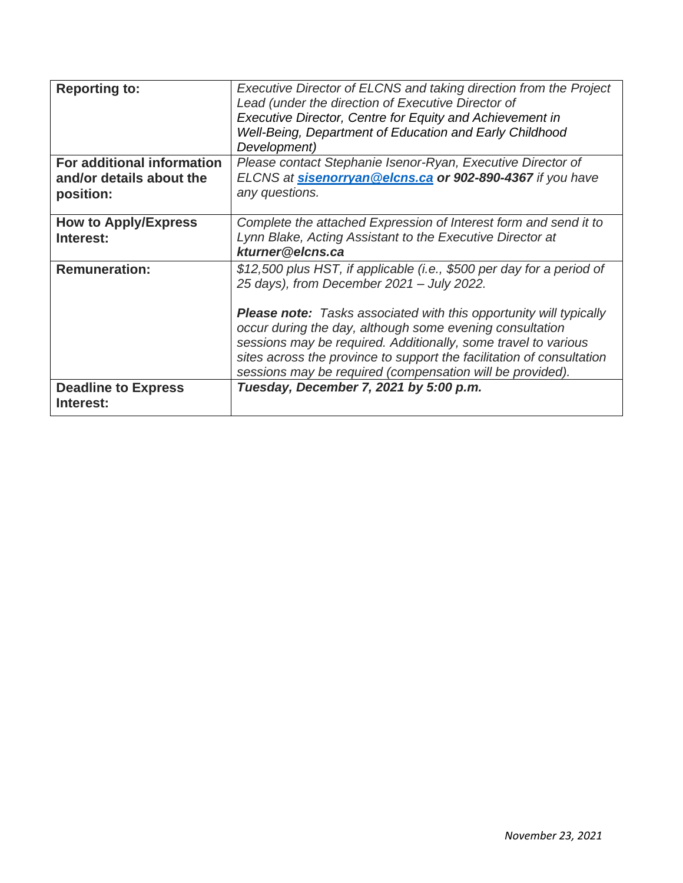| | |
|---|---|
| **Reporting to:** | *Executive Director of ELCNS and taking direction from the Project Lead (under the direction of Executive Director of Executive Director, Centre for Equity and Achievement in Well-Being, Department of Education and Early Childhood Development)* |
| **For additional information and/or details about the position:** | *Please contact Stephanie Isenor-Ryan, Executive Director of ELCNS at* ***sisenorryan@elcns.ca*** ***or 902-890-4367*** *if you have any questions.* |
| **How to Apply/Express Interest:** | *Complete the attached Expression of Interest form and send it to Lynn Blake, Acting Assistant to the Executive Director at* ***kturner@elcns.ca*** |
| **Remuneration:** | *$12,500 plus HST, if applicable (i.e., $500 per day for a period of 25 days), from December 2021 – July 2022.*<br><br>***Please note:*** *Tasks associated with this opportunity will typically occur during the day, although some evening consultation sessions may be required. Additionally, some travel to various sites across the province to support the facilitation of consultation sessions may be required (compensation will be provided).* |
| **Deadline to Express Interest:** | ***Tuesday, December 7, 2021 by 5:00 p.m.*** |

*November 23, 2021*